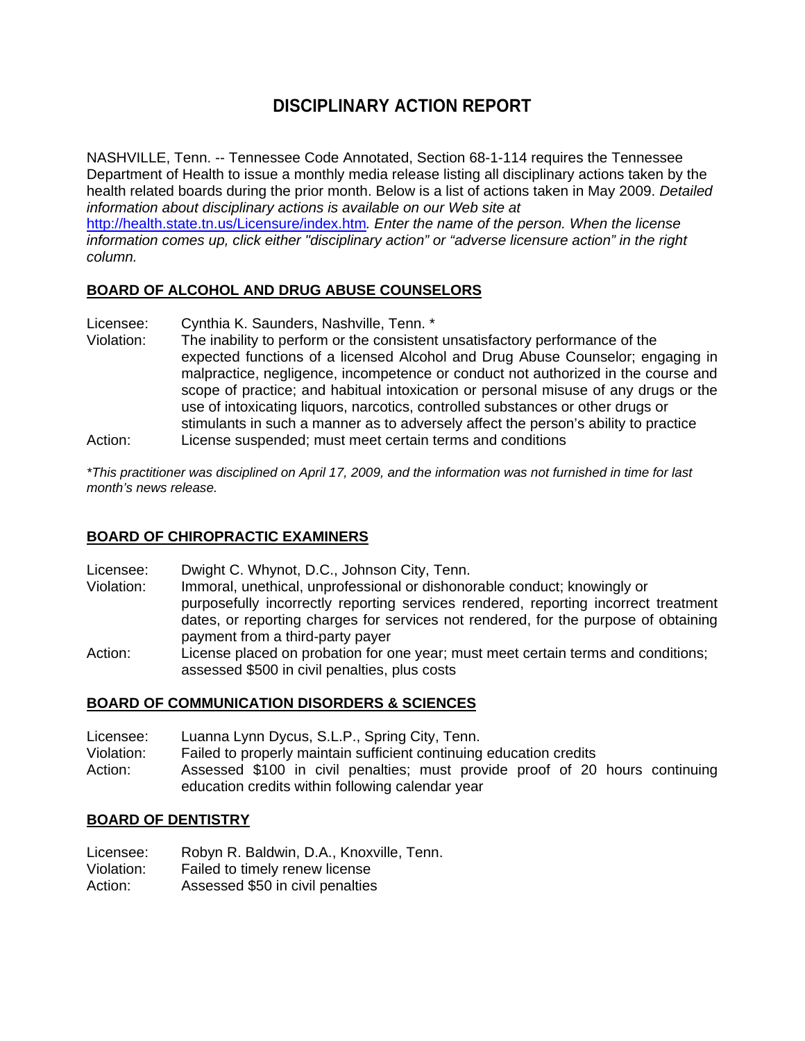# DISCIPLINARY ACTION REPORT

NASHVILLE, Tenn. -- Tennessee Code Annotated, Section 68-1-114 requires the Tennessee Department of Health to issue a monthly media release listing all disciplinary actions taken by the health related boards during the prior month. Below is a list of actions taken in May 2009. *Detailed information about disciplinary actions is available on our Web site at* [http://health.state.tn.us/Licensure/index.htm](http://health.state.tn.us/Licensure/index.htm)*. Enter the name of the person. When the license information comes up, click either "disciplinary action" or "adverse licensure action" in the right column.*

## BOARD OF ALCOHOL AND DRUG ABUSE COUNSELORS

Licensee: Cynthia K. Saunders, Nashville, Tenn. *
Violation: The inability to perform or the consistent unsatisfactory performance of the expected functions of a licensed Alcohol and Drug Abuse Counselor; engaging in malpractice, negligence, incompetence or conduct not authorized in the course and scope of practice; and habitual intoxication or personal misuse of any drugs or the use of intoxicating liquors, narcotics, controlled substances or other drugs or stimulants in such a manner as to adversely affect the person's ability to practice
Action: License suspended; must meet certain terms and conditions

*\*This practitioner was disciplined on April 17, 2009, and the information was not furnished in time for last month's news release.*

## BOARD OF CHIROPRACTIC EXAMINERS

Licensee: Dwight C. Whynot, D.C., Johnson City, Tenn.
Violation: Immoral, unethical, unprofessional or dishonorable conduct; knowingly or purposefully incorrectly reporting services rendered, reporting incorrect treatment dates, or reporting charges for services not rendered, for the purpose of obtaining payment from a third-party payer
Action: License placed on probation for one year; must meet certain terms and conditions; assessed $500 in civil penalties, plus costs

## BOARD OF COMMUNICATION DISORDERS & SCIENCES

Licensee: Luanna Lynn Dycus, S.L.P., Spring City, Tenn.
Violation: Failed to properly maintain sufficient continuing education credits
Action: Assessed $100 in civil penalties; must provide proof of 20 hours continuing education credits within following calendar year

## BOARD OF DENTISTRY

Licensee: Robyn R. Baldwin, D.A., Knoxville, Tenn.
Violation: Failed to timely renew license
Action: Assessed $50 in civil penalties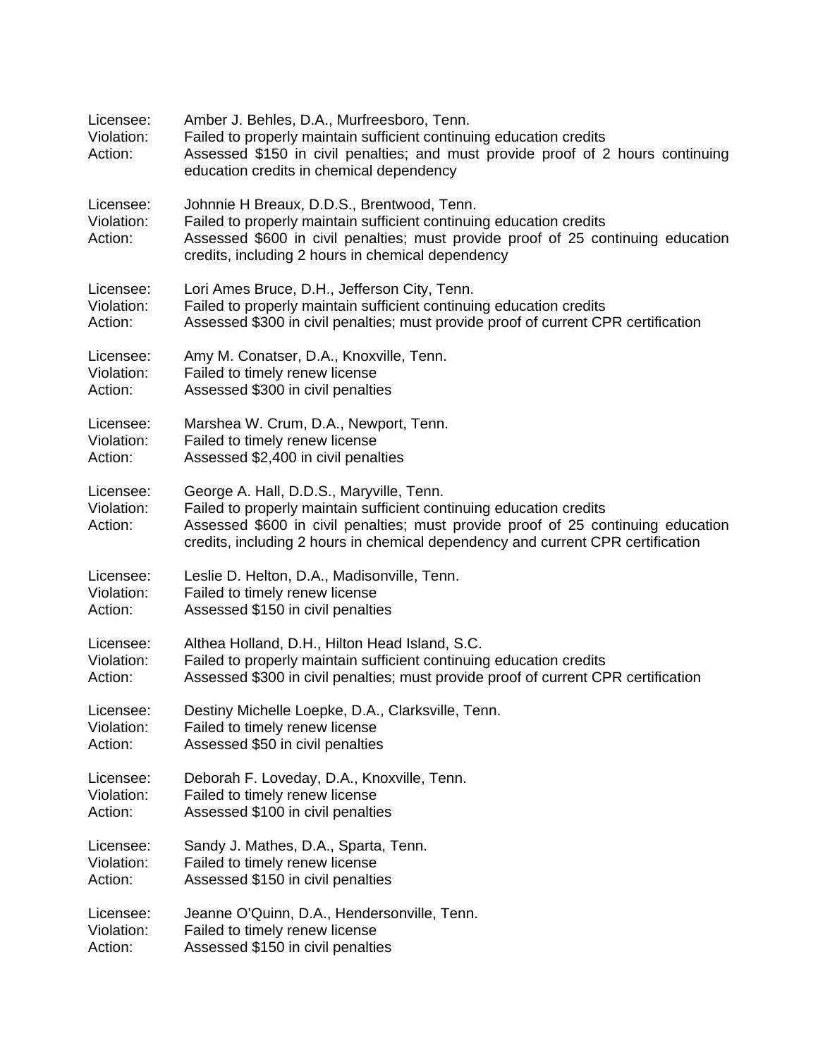Licensee: Amber J. Behles, D.A., Murfreesboro, Tenn.
Violation: Failed to properly maintain sufficient continuing education credits
Action: Assessed $150 in civil penalties; and must provide proof of 2 hours continuing education credits in chemical dependency

Licensee: Johnnie H Breaux, D.D.S., Brentwood, Tenn.
Violation: Failed to properly maintain sufficient continuing education credits
Action: Assessed $600 in civil penalties; must provide proof of 25 continuing education credits, including 2 hours in chemical dependency

Licensee: Lori Ames Bruce, D.H., Jefferson City, Tenn.
Violation: Failed to properly maintain sufficient continuing education credits
Action: Assessed $300 in civil penalties; must provide proof of current CPR certification

Licensee: Amy M. Conatser, D.A., Knoxville, Tenn.
Violation: Failed to timely renew license
Action: Assessed $300 in civil penalties

Licensee: Marshea W. Crum, D.A., Newport, Tenn.
Violation: Failed to timely renew license
Action: Assessed $2,400 in civil penalties

Licensee: George A. Hall, D.D.S., Maryville, Tenn.
Violation: Failed to properly maintain sufficient continuing education credits
Action: Assessed $600 in civil penalties; must provide proof of 25 continuing education credits, including 2 hours in chemical dependency and current CPR certification

Licensee: Leslie D. Helton, D.A., Madisonville, Tenn.
Violation: Failed to timely renew license
Action: Assessed $150 in civil penalties

Licensee: Althea Holland, D.H., Hilton Head Island, S.C.
Violation: Failed to properly maintain sufficient continuing education credits
Action: Assessed $300 in civil penalties; must provide proof of current CPR certification

Licensee: Destiny Michelle Loepke, D.A., Clarksville, Tenn.
Violation: Failed to timely renew license
Action: Assessed $50 in civil penalties

Licensee: Deborah F. Loveday, D.A., Knoxville, Tenn.
Violation: Failed to timely renew license
Action: Assessed $100 in civil penalties

Licensee: Sandy J. Mathes, D.A., Sparta, Tenn.
Violation: Failed to timely renew license
Action: Assessed $150 in civil penalties

Licensee: Jeanne O'Quinn, D.A., Hendersonville, Tenn.
Violation: Failed to timely renew license
Action: Assessed $150 in civil penalties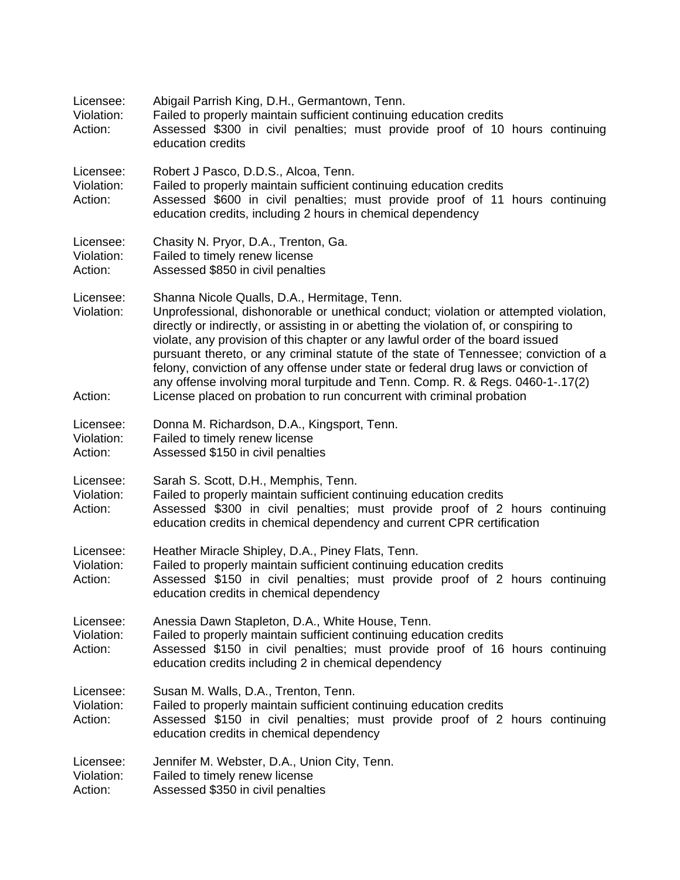Licensee: Abigail Parrish King, D.H., Germantown, Tenn.
Violation: Failed to properly maintain sufficient continuing education credits
Action: Assessed $300 in civil penalties; must provide proof of 10 hours continuing education credits

Licensee: Robert J Pasco, D.D.S., Alcoa, Tenn.
Violation: Failed to properly maintain sufficient continuing education credits
Action: Assessed $600 in civil penalties; must provide proof of 11 hours continuing education credits, including 2 hours in chemical dependency

Licensee: Chasity N. Pryor, D.A., Trenton, Ga.
Violation: Failed to timely renew license
Action: Assessed $850 in civil penalties

Licensee: Shanna Nicole Qualls, D.A., Hermitage, Tenn.
Violation: Unprofessional, dishonorable or unethical conduct; violation or attempted violation, directly or indirectly, or assisting in or abetting the violation of, or conspiring to violate, any provision of this chapter or any lawful order of the board issued pursuant thereto, or any criminal statute of the state of Tennessee; conviction of a felony, conviction of any offense under state or federal drug laws or conviction of any offense involving moral turpitude and Tenn. Comp. R. & Regs. 0460-1-.17(2)
Action: License placed on probation to run concurrent with criminal probation

Licensee: Donna M. Richardson, D.A., Kingsport, Tenn.
Violation: Failed to timely renew license
Action: Assessed $150 in civil penalties

Licensee: Sarah S. Scott, D.H., Memphis, Tenn.
Violation: Failed to properly maintain sufficient continuing education credits
Action: Assessed $300 in civil penalties; must provide proof of 2 hours continuing education credits in chemical dependency and current CPR certification

Licensee: Heather Miracle Shipley, D.A., Piney Flats, Tenn.
Violation: Failed to properly maintain sufficient continuing education credits
Action: Assessed $150 in civil penalties; must provide proof of 2 hours continuing education credits in chemical dependency

Licensee: Anessia Dawn Stapleton, D.A., White House, Tenn.
Violation: Failed to properly maintain sufficient continuing education credits
Action: Assessed $150 in civil penalties; must provide proof of 16 hours continuing education credits including 2 in chemical dependency

Licensee: Susan M. Walls, D.A., Trenton, Tenn.
Violation: Failed to properly maintain sufficient continuing education credits
Action: Assessed $150 in civil penalties; must provide proof of 2 hours continuing education credits in chemical dependency

Licensee: Jennifer M. Webster, D.A., Union City, Tenn.
Violation: Failed to timely renew license
Action: Assessed $350 in civil penalties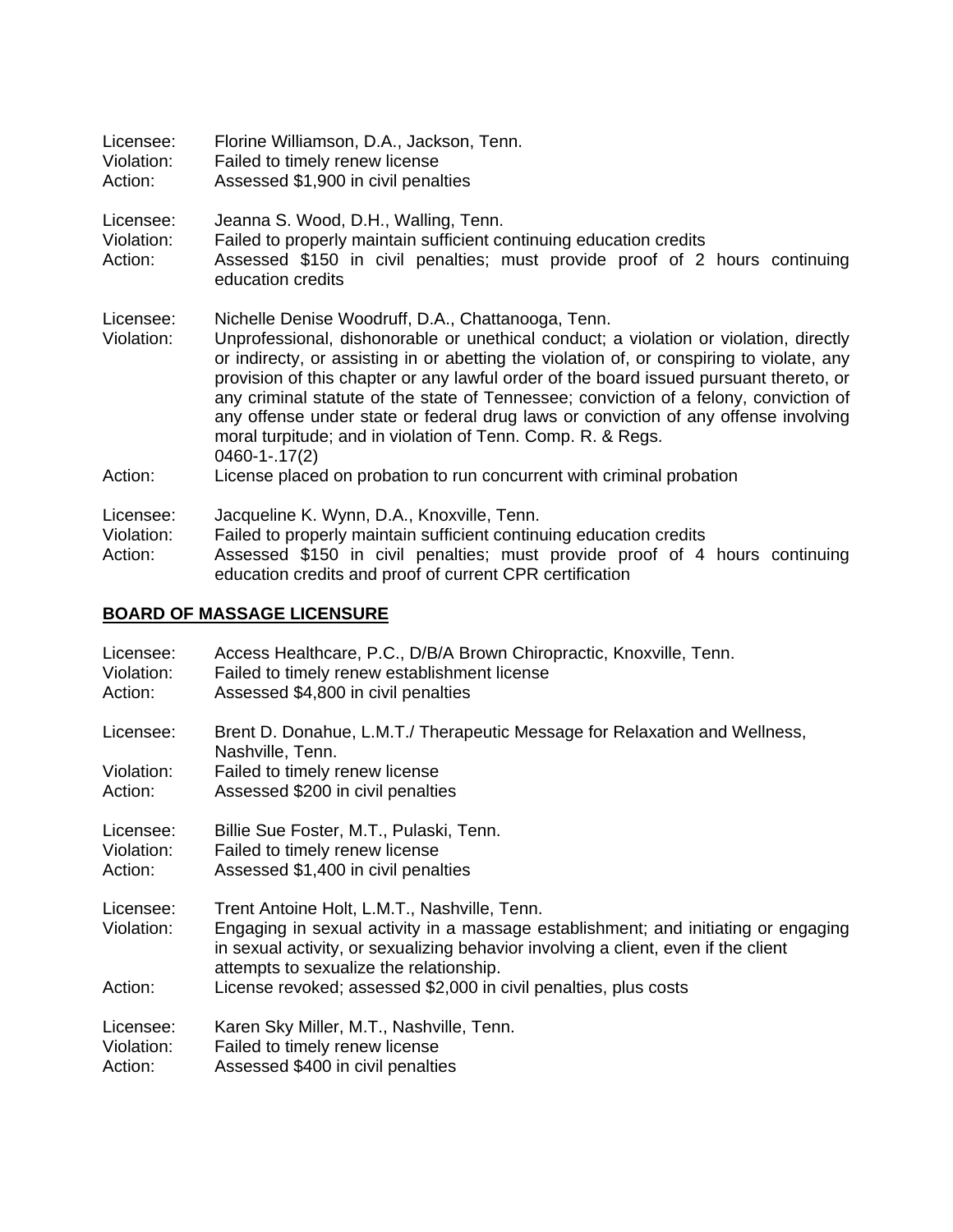Licensee: Florine Williamson, D.A., Jackson, Tenn.
Violation: Failed to timely renew license
Action: Assessed $1,900 in civil penalties

Licensee: Jeanna S. Wood, D.H., Walling, Tenn.
Violation: Failed to properly maintain sufficient continuing education credits
Action: Assessed $150 in civil penalties; must provide proof of 2 hours continuing education credits

Licensee: Nichelle Denise Woodruff, D.A., Chattanooga, Tenn.
Violation: Unprofessional, dishonorable or unethical conduct; a violation or violation, directly or indirecty, or assisting in or abetting the violation of, or conspiring to violate, any provision of this chapter or any lawful order of the board issued pursuant thereto, or any criminal statute of the state of Tennessee; conviction of a felony, conviction of any offense under state or federal drug laws or conviction of any offense involving moral turpitude; and in violation of Tenn. Comp. R. & Regs. 0460-1-.17(2)
Action: License placed on probation to run concurrent with criminal probation

Licensee: Jacqueline K. Wynn, D.A., Knoxville, Tenn.
Violation: Failed to properly maintain sufficient continuing education credits
Action: Assessed $150 in civil penalties; must provide proof of 4 hours continuing education credits and proof of current CPR certification

## BOARD OF MASSAGE LICENSURE

Licensee: Access Healthcare, P.C., D/B/A Brown Chiropractic, Knoxville, Tenn.
Violation: Failed to timely renew establishment license
Action: Assessed $4,800 in civil penalties

Licensee: Brent D. Donahue, L.M.T./ Therapeutic Message for Relaxation and Wellness, Nashville, Tenn.
Violation: Failed to timely renew license
Action: Assessed $200 in civil penalties

Licensee: Billie Sue Foster, M.T., Pulaski, Tenn.
Violation: Failed to timely renew license
Action: Assessed $1,400 in civil penalties

Licensee: Trent Antoine Holt, L.M.T., Nashville, Tenn.
Violation: Engaging in sexual activity in a massage establishment; and initiating or engaging in sexual activity, or sexualizing behavior involving a client, even if the client attempts to sexualize the relationship.
Action: License revoked; assessed $2,000 in civil penalties, plus costs

Licensee: Karen Sky Miller, M.T., Nashville, Tenn.
Violation: Failed to timely renew license
Action: Assessed $400 in civil penalties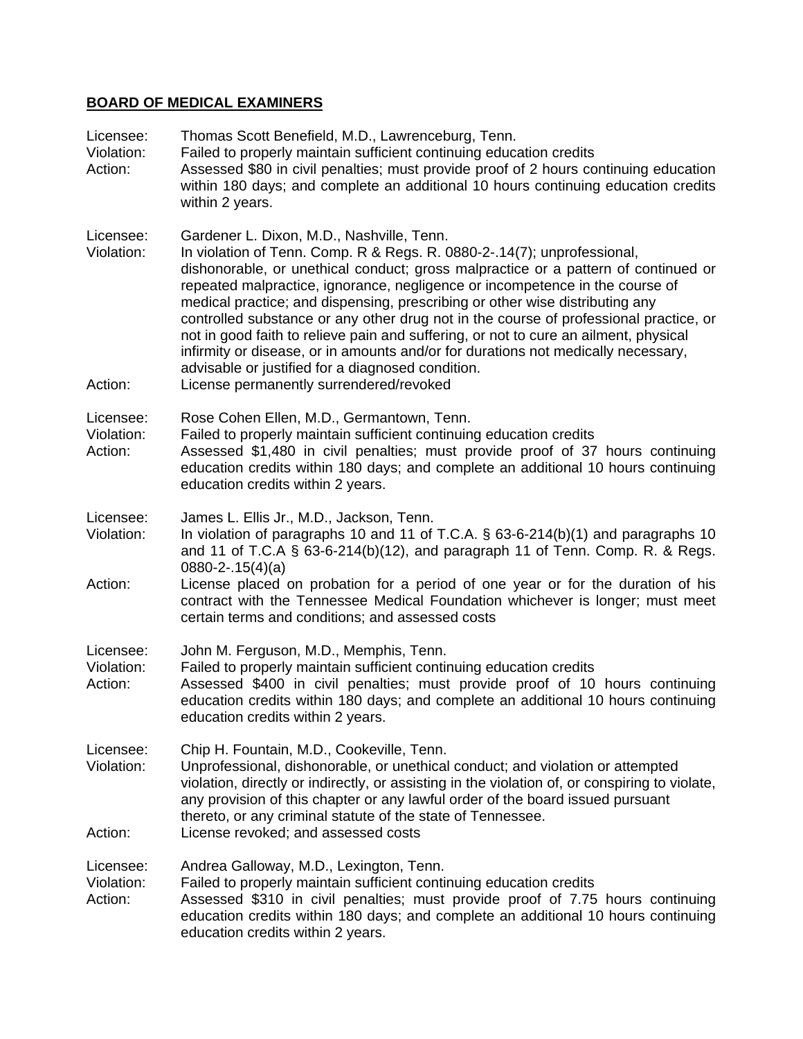## BOARD OF MEDICAL EXAMINERS

Licensee: Thomas Scott Benefield, M.D., Lawrenceburg, Tenn.
Violation: Failed to properly maintain sufficient continuing education credits
Action: Assessed $80 in civil penalties; must provide proof of 2 hours continuing education within 180 days; and complete an additional 10 hours continuing education credits within 2 years.

Licensee: Gardener L. Dixon, M.D., Nashville, Tenn.
Violation: In violation of Tenn. Comp. R & Regs. R. 0880-2-.14(7); unprofessional, dishonorable, or unethical conduct; gross malpractice or a pattern of continued or repeated malpractice, ignorance, negligence or incompetence in the course of medical practice; and dispensing, prescribing or other wise distributing any controlled substance or any other drug not in the course of professional practice, or not in good faith to relieve pain and suffering, or not to cure an ailment, physical infirmity or disease, or in amounts and/or for durations not medically necessary, advisable or justified for a diagnosed condition.
Action: License permanently surrendered/revoked

Licensee: Rose Cohen Ellen, M.D., Germantown, Tenn.
Violation: Failed to properly maintain sufficient continuing education credits
Action: Assessed $1,480 in civil penalties; must provide proof of 37 hours continuing education credits within 180 days; and complete an additional 10 hours continuing education credits within 2 years.

Licensee: James L. Ellis Jr., M.D., Jackson, Tenn.
Violation: In violation of paragraphs 10 and 11 of T.C.A. § 63-6-214(b)(1) and paragraphs 10 and 11 of T.C.A § 63-6-214(b)(12), and paragraph 11 of Tenn. Comp. R. & Regs. 0880-2-.15(4)(a)
Action: License placed on probation for a period of one year or for the duration of his contract with the Tennessee Medical Foundation whichever is longer; must meet certain terms and conditions; and assessed costs

Licensee: John M. Ferguson, M.D., Memphis, Tenn.
Violation: Failed to properly maintain sufficient continuing education credits
Action: Assessed $400 in civil penalties; must provide proof of 10 hours continuing education credits within 180 days; and complete an additional 10 hours continuing education credits within 2 years.

Licensee: Chip H. Fountain, M.D., Cookeville, Tenn.
Violation: Unprofessional, dishonorable, or unethical conduct; and violation or attempted violation, directly or indirectly, or assisting in the violation of, or conspiring to violate, any provision of this chapter or any lawful order of the board issued pursuant thereto, or any criminal statute of the state of Tennessee.
Action: License revoked; and assessed costs

Licensee: Andrea Galloway, M.D., Lexington, Tenn.
Violation: Failed to properly maintain sufficient continuing education credits
Action: Assessed $310 in civil penalties; must provide proof of 7.75 hours continuing education credits within 180 days; and complete an additional 10 hours continuing education credits within 2 years.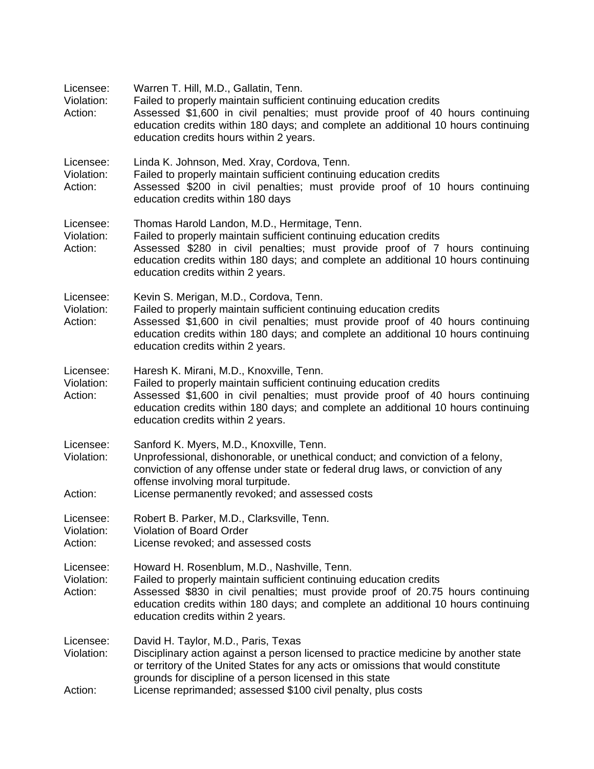Licensee: Warren T. Hill, M.D., Gallatin, Tenn.
Violation: Failed to properly maintain sufficient continuing education credits
Action: Assessed $1,600 in civil penalties; must provide proof of 40 hours continuing education credits within 180 days; and complete an additional 10 hours continuing education credits hours within 2 years.

Licensee: Linda K. Johnson, Med. Xray, Cordova, Tenn.
Violation: Failed to properly maintain sufficient continuing education credits
Action: Assessed $200 in civil penalties; must provide proof of 10 hours continuing education credits within 180 days

Licensee: Thomas Harold Landon, M.D., Hermitage, Tenn.
Violation: Failed to properly maintain sufficient continuing education credits
Action: Assessed $280 in civil penalties; must provide proof of 7 hours continuing education credits within 180 days; and complete an additional 10 hours continuing education credits within 2 years.

Licensee: Kevin S. Merigan, M.D., Cordova, Tenn.
Violation: Failed to properly maintain sufficient continuing education credits
Action: Assessed $1,600 in civil penalties; must provide proof of 40 hours continuing education credits within 180 days; and complete an additional 10 hours continuing education credits within 2 years.

Licensee: Haresh K. Mirani, M.D., Knoxville, Tenn.
Violation: Failed to properly maintain sufficient continuing education credits
Action: Assessed $1,600 in civil penalties; must provide proof of 40 hours continuing education credits within 180 days; and complete an additional 10 hours continuing education credits within 2 years.

Licensee: Sanford K. Myers, M.D., Knoxville, Tenn.
Violation: Unprofessional, dishonorable, or unethical conduct; and conviction of a felony, conviction of any offense under state or federal drug laws, or conviction of any offense involving moral turpitude.
Action: License permanently revoked; and assessed costs

Licensee: Robert B. Parker, M.D., Clarksville, Tenn.
Violation: Violation of Board Order
Action: License revoked; and assessed costs

Licensee: Howard H. Rosenblum, M.D., Nashville, Tenn.
Violation: Failed to properly maintain sufficient continuing education credits
Action: Assessed $830 in civil penalties; must provide proof of 20.75 hours continuing education credits within 180 days; and complete an additional 10 hours continuing education credits within 2 years.

Licensee: David H. Taylor, M.D., Paris, Texas
Violation: Disciplinary action against a person licensed to practice medicine by another state or territory of the United States for any acts or omissions that would constitute grounds for discipline of a person licensed in this state
Action: License reprimanded; assessed $100 civil penalty, plus costs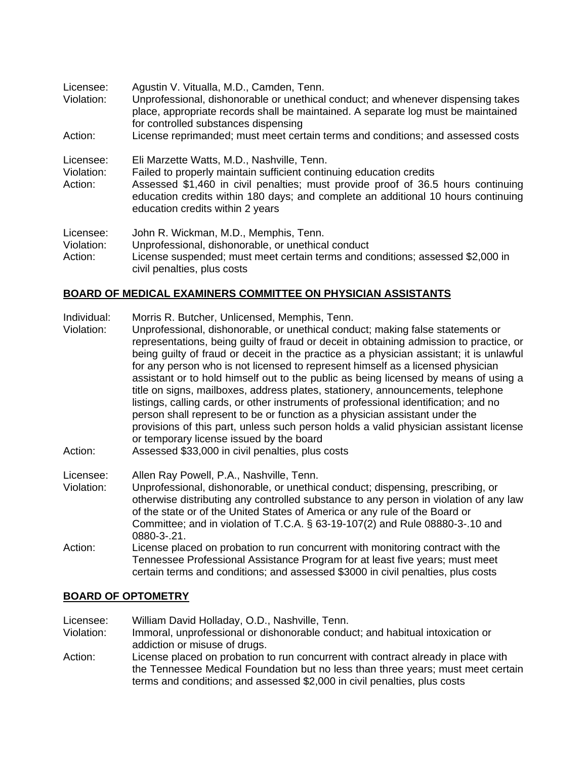Licensee: Agustin V. Vitualla, M.D., Camden, Tenn.
Violation: Unprofessional, dishonorable or unethical conduct; and whenever dispensing takes place, appropriate records shall be maintained. A separate log must be maintained for controlled substances dispensing
Action: License reprimanded; must meet certain terms and conditions; and assessed costs

Licensee: Eli Marzette Watts, M.D., Nashville, Tenn.
Violation: Failed to properly maintain sufficient continuing education credits
Action: Assessed $1,460 in civil penalties; must provide proof of 36.5 hours continuing education credits within 180 days; and complete an additional 10 hours continuing education credits within 2 years

Licensee: John R. Wickman, M.D., Memphis, Tenn.
Violation: Unprofessional, dishonorable, or unethical conduct
Action: License suspended; must meet certain terms and conditions; assessed $2,000 in civil penalties, plus costs

## BOARD OF MEDICAL EXAMINERS COMMITTEE ON PHYSICIAN ASSISTANTS

Individual: Morris R. Butcher, Unlicensed, Memphis, Tenn.
Violation: Unprofessional, dishonorable, or unethical conduct; making false statements or representations, being guilty of fraud or deceit in obtaining admission to practice, or being guilty of fraud or deceit in the practice as a physician assistant; it is unlawful for any person who is not licensed to represent himself as a licensed physician assistant or to hold himself out to the public as being licensed by means of using a title on signs, mailboxes, address plates, stationery, announcements, telephone listings, calling cards, or other instruments of professional identification; and no person shall represent to be or function as a physician assistant under the provisions of this part, unless such person holds a valid physician assistant license or temporary license issued by the board
Action: Assessed $33,000 in civil penalties, plus costs

Licensee: Allen Ray Powell, P.A., Nashville, Tenn.
Violation: Unprofessional, dishonorable, or unethical conduct; dispensing, prescribing, or otherwise distributing any controlled substance to any person in violation of any law of the state or of the United States of America or any rule of the Board or Committee; and in violation of T.C.A. § 63-19-107(2) and Rule 08880-3-.10 and 0880-3-.21.
Action: License placed on probation to run concurrent with monitoring contract with the Tennessee Professional Assistance Program for at least five years; must meet certain terms and conditions; and assessed $3000 in civil penalties, plus costs

## BOARD OF OPTOMETRY

Licensee: William David Holladay, O.D., Nashville, Tenn.
Violation: Immoral, unprofessional or dishonorable conduct; and habitual intoxication or addiction or misuse of drugs.
Action: License placed on probation to run concurrent with contract already in place with the Tennessee Medical Foundation but no less than three years; must meet certain terms and conditions; and assessed $2,000 in civil penalties, plus costs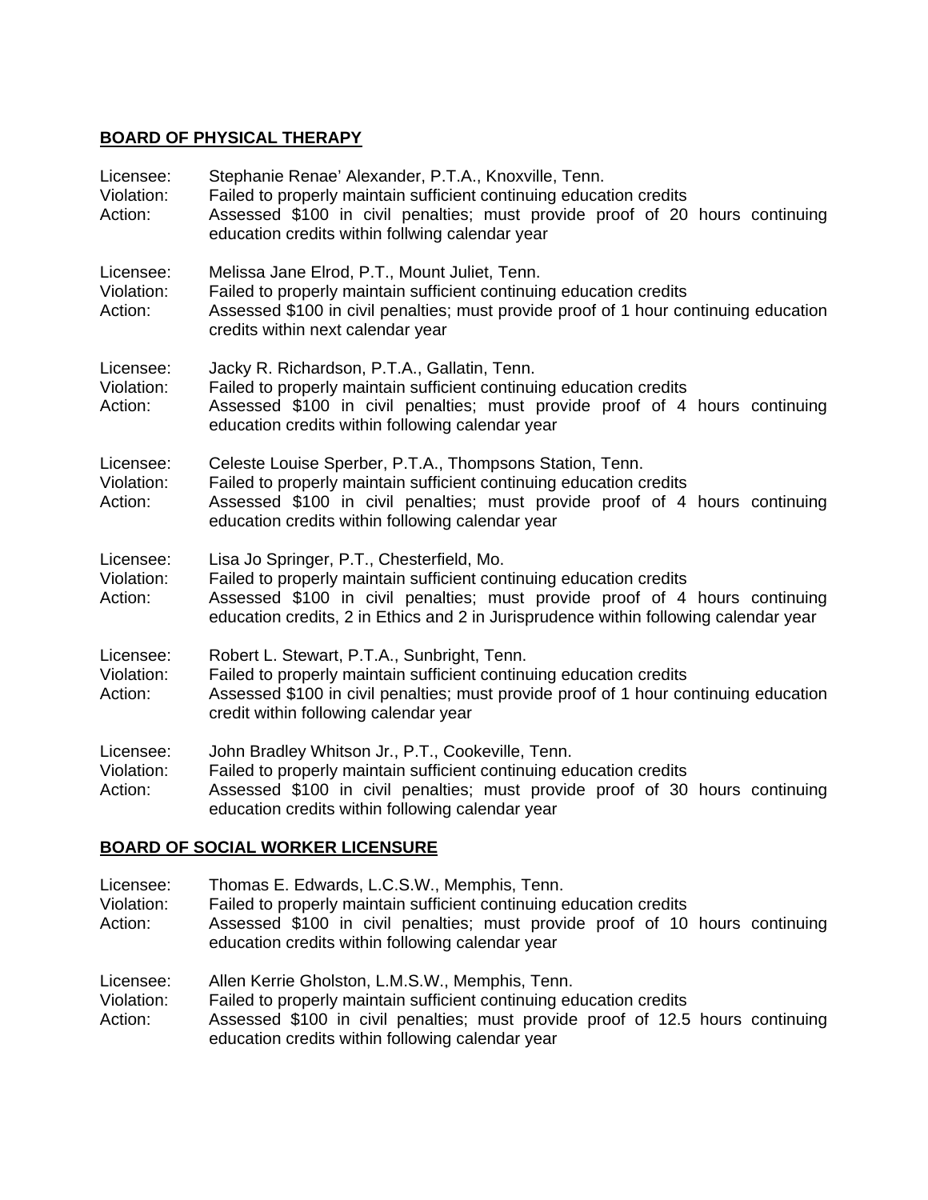**BOARD OF PHYSICAL THERAPY**

Licensee: Stephanie Renae' Alexander, P.T.A., Knoxville, Tenn.
Violation: Failed to properly maintain sufficient continuing education credits
Action: Assessed $100 in civil penalties; must provide proof of 20 hours continuing education credits within follwing calendar year

Licensee: Melissa Jane Elrod, P.T., Mount Juliet, Tenn.
Violation: Failed to properly maintain sufficient continuing education credits
Action: Assessed $100 in civil penalties; must provide proof of 1 hour continuing education credits within next calendar year

Licensee: Jacky R. Richardson, P.T.A., Gallatin, Tenn.
Violation: Failed to properly maintain sufficient continuing education credits
Action: Assessed $100 in civil penalties; must provide proof of 4 hours continuing education credits within following calendar year

Licensee: Celeste Louise Sperber, P.T.A., Thompsons Station, Tenn.
Violation: Failed to properly maintain sufficient continuing education credits
Action: Assessed $100 in civil penalties; must provide proof of 4 hours continuing education credits within following calendar year

Licensee: Lisa Jo Springer, P.T., Chesterfield, Mo.
Violation: Failed to properly maintain sufficient continuing education credits
Action: Assessed $100 in civil penalties; must provide proof of 4 hours continuing education credits, 2 in Ethics and 2 in Jurisprudence within following calendar year

Licensee: Robert L. Stewart, P.T.A., Sunbright, Tenn.
Violation: Failed to properly maintain sufficient continuing education credits
Action: Assessed $100 in civil penalties; must provide proof of 1 hour continuing education credit within following calendar year

Licensee: John Bradley Whitson Jr., P.T., Cookeville, Tenn.
Violation: Failed to properly maintain sufficient continuing education credits
Action: Assessed $100 in civil penalties; must provide proof of 30 hours continuing education credits within following calendar year

**BOARD OF SOCIAL WORKER LICENSURE**

Licensee: Thomas E. Edwards, L.C.S.W., Memphis, Tenn.
Violation: Failed to properly maintain sufficient continuing education credits
Action: Assessed $100 in civil penalties; must provide proof of 10 hours continuing education credits within following calendar year

Licensee: Allen Kerrie Gholston, L.M.S.W., Memphis, Tenn.
Violation: Failed to properly maintain sufficient continuing education credits
Action: Assessed $100 in civil penalties; must provide proof of 12.5 hours continuing education credits within following calendar year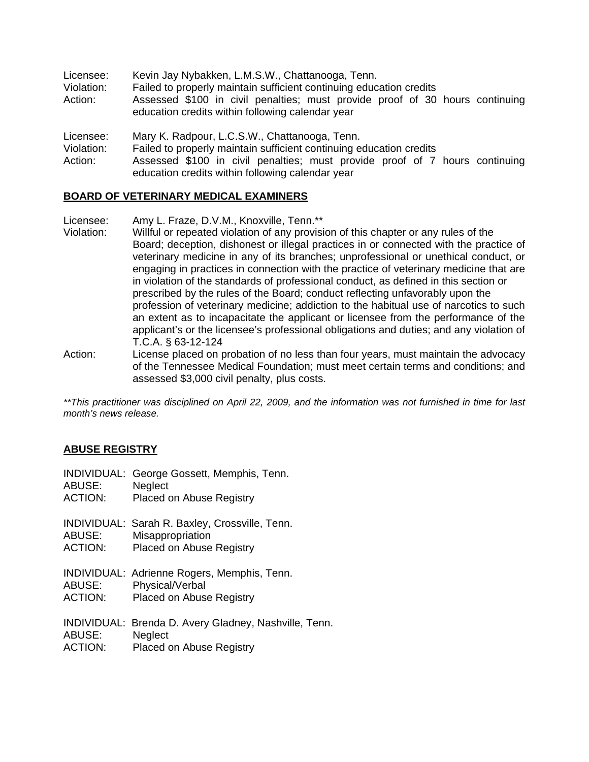Licensee: Kevin Jay Nybakken, L.M.S.W., Chattanooga, Tenn.
Violation: Failed to properly maintain sufficient continuing education credits
Action: Assessed $100 in civil penalties; must provide proof of 30 hours continuing education credits within following calendar year

Licensee: Mary K. Radpour, L.C.S.W., Chattanooga, Tenn.
Violation: Failed to properly maintain sufficient continuing education credits
Action: Assessed $100 in civil penalties; must provide proof of 7 hours continuing education credits within following calendar year

**BOARD OF VETERINARY MEDICAL EXAMINERS**

Licensee: Amy L. Fraze, D.V.M., Knoxville, Tenn.**
Violation: Willful or repeated violation of any provision of this chapter or any rules of the Board; deception, dishonest or illegal practices in or connected with the practice of veterinary medicine in any of its branches; unprofessional or unethical conduct, or engaging in practices in connection with the practice of veterinary medicine that are in violation of the standards of professional conduct, as defined in this section or prescribed by the rules of the Board; conduct reflecting unfavorably upon the profession of veterinary medicine; addiction to the habitual use of narcotics to such an extent as to incapacitate the applicant or licensee from the performance of the applicant's or the licensee's professional obligations and duties; and any violation of T.C.A. § 63-12-124
Action: License placed on probation of no less than four years, must maintain the advocacy of the Tennessee Medical Foundation; must meet certain terms and conditions; and assessed $3,000 civil penalty, plus costs.

*\*\*This practitioner was disciplined on April 22, 2009, and the information was not furnished in time for last month's news release.*

**ABUSE REGISTRY**

INDIVIDUAL: George Gossett, Memphis, Tenn.
ABUSE: Neglect
ACTION: Placed on Abuse Registry

INDIVIDUAL: Sarah R. Baxley, Crossville, Tenn.
ABUSE: Misappropriation
ACTION: Placed on Abuse Registry

INDIVIDUAL: Adrienne Rogers, Memphis, Tenn.
ABUSE: Physical/Verbal
ACTION: Placed on Abuse Registry

INDIVIDUAL: Brenda D. Avery Gladney, Nashville, Tenn.
ABUSE: Neglect
ACTION: Placed on Abuse Registry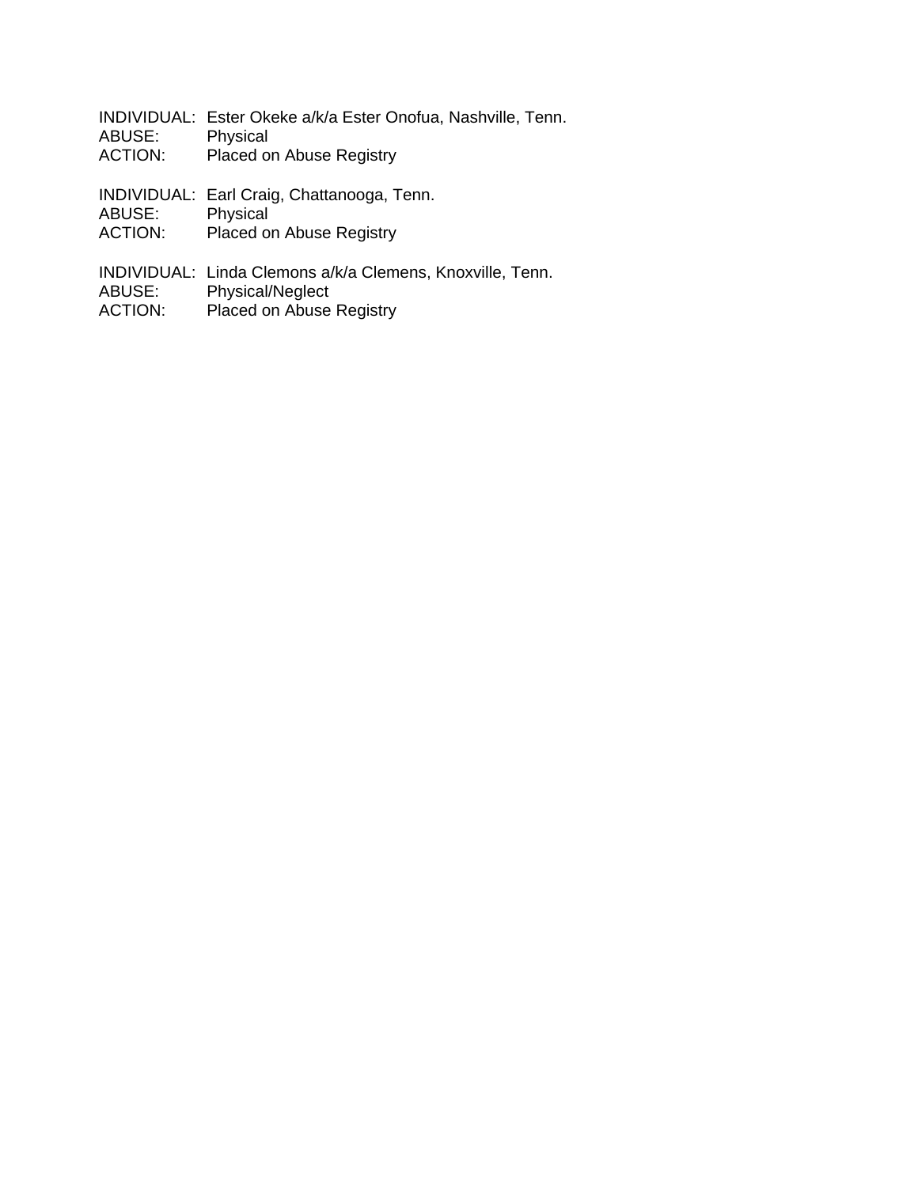INDIVIDUAL: Ester Okeke a/k/a Ester Onofua, Nashville, Tenn.
ABUSE: Physical
ACTION: Placed on Abuse Registry

INDIVIDUAL: Earl Craig, Chattanooga, Tenn.
ABUSE: Physical
ACTION: Placed on Abuse Registry

INDIVIDUAL: Linda Clemons a/k/a Clemens, Knoxville, Tenn.
ABUSE: Physical/Neglect
ACTION: Placed on Abuse Registry